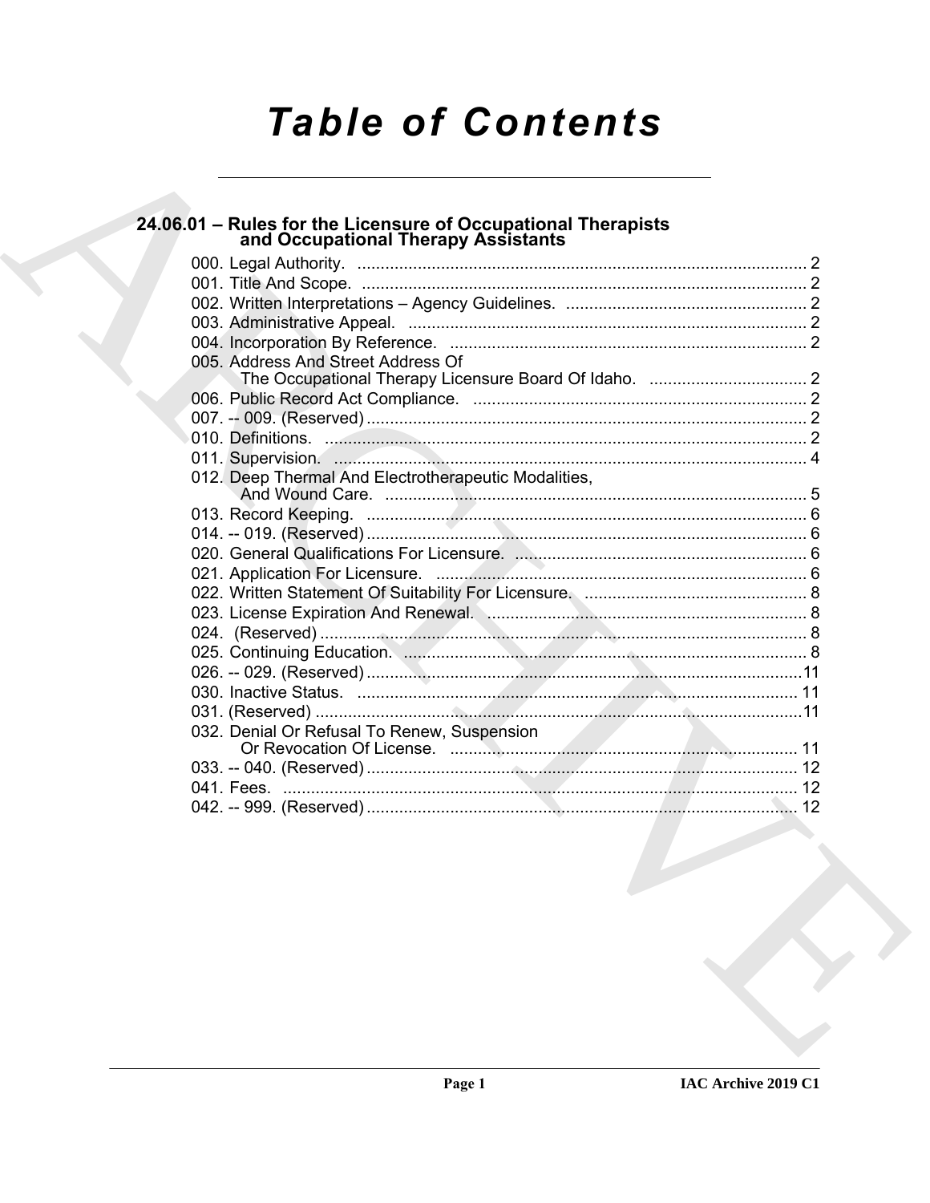# Table of Contents

## 24.06.01 – Rules for the Licensure of Occupational Therapists and Occupational Therapy Assistants

000. Legal Authority. ....... 2
001. Title And Scope. ....... 2
002. Written Interpretations – Agency Guidelines. ....... 2
003. Administrative Appeal. ....... 2
004. Incorporation By Reference. ....... 2
005. Address And Street Address Of The Occupational Therapy Licensure Board Of Idaho. ....... 2
006. Public Record Act Compliance. ....... 2
007. -- 009. (Reserved) ....... 2
010. Definitions. ....... 2
011. Supervision. ....... 4
012. Deep Thermal And Electrotherapeutic Modalities, And Wound Care. ....... 5
013. Record Keeping. ....... 6
014. -- 019. (Reserved) ....... 6
020. General Qualifications For Licensure. ....... 6
021. Application For Licensure. ....... 6
022. Written Statement Of Suitability For Licensure. ....... 8
023. License Expiration And Renewal. ....... 8
024. (Reserved) ....... 8
025. Continuing Education. ....... 8
026. -- 029. (Reserved) ....... 11
030. Inactive Status. ....... 11
031. (Reserved) ....... 11
032. Denial Or Refusal To Renew, Suspension Or Revocation Of License. ....... 11
033. -- 040. (Reserved) ....... 12
041. Fees. ....... 12
042. -- 999. (Reserved) ....... 12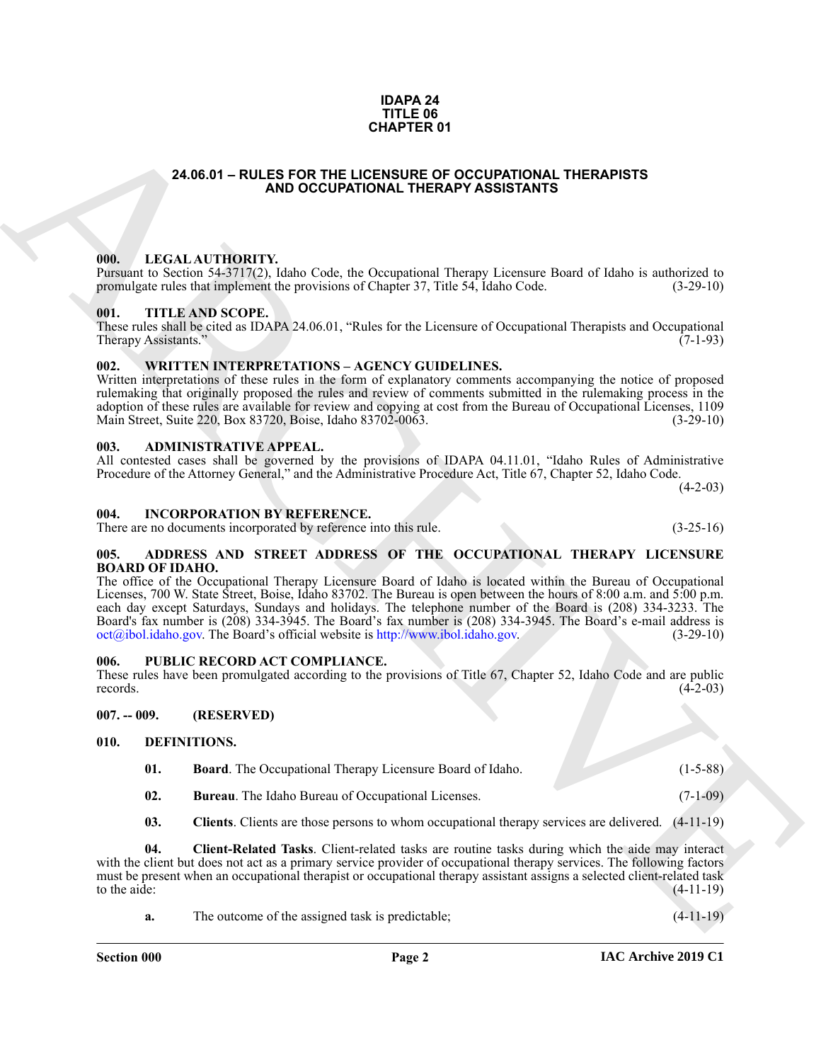# IDAPA 24
# TITLE 06
# CHAPTER 01

## 24.06.01 – RULES FOR THE LICENSURE OF OCCUPATIONAL THERAPISTS AND OCCUPATIONAL THERAPY ASSISTANTS

### 000. LEGAL AUTHORITY.

Pursuant to Section 54-3717(2), Idaho Code, the Occupational Therapy Licensure Board of Idaho is authorized to promulgate rules that implement the provisions of Chapter 37, Title 54, Idaho Code. (3-29-10)

### 001. TITLE AND SCOPE.

These rules shall be cited as IDAPA 24.06.01, "Rules for the Licensure of Occupational Therapists and Occupational Therapy Assistants." (7-1-93)

### 002. WRITTEN INTERPRETATIONS – AGENCY GUIDELINES.

Written interpretations of these rules in the form of explanatory comments accompanying the notice of proposed rulemaking that originally proposed the rules and review of comments submitted in the rulemaking process in the adoption of these rules are available for review and copying at cost from the Bureau of Occupational Licenses, 1109 Main Street, Suite 220, Box 83720, Boise, Idaho 83702-0063. (3-29-10)

### 003. ADMINISTRATIVE APPEAL.

All contested cases shall be governed by the provisions of IDAPA 04.11.01, "Idaho Rules of Administrative Procedure of the Attorney General," and the Administrative Procedure Act, Title 67, Chapter 52, Idaho Code. (4-2-03)

### 004. INCORPORATION BY REFERENCE.

There are no documents incorporated by reference into this rule. (3-25-16)

### 005. ADDRESS AND STREET ADDRESS OF THE OCCUPATIONAL THERAPY LICENSURE BOARD OF IDAHO.

The office of the Occupational Therapy Licensure Board of Idaho is located within the Bureau of Occupational Licenses, 700 W. State Street, Boise, Idaho 83702. The Bureau is open between the hours of 8:00 a.m. and 5:00 p.m. each day except Saturdays, Sundays and holidays. The telephone number of the Board is (208) 334-3233. The Board's fax number is (208) 334-3945. The Board's fax number is (208) 334-3945. The Board's e-mail address is oct@ibol.idaho.gov. The Board's official website is http://www.ibol.idaho.gov. (3-29-10)

### 006. PUBLIC RECORD ACT COMPLIANCE.

These rules have been promulgated according to the provisions of Title 67, Chapter 52, Idaho Code and are public records. (4-2-03)

### 007. -- 009. (RESERVED)

### 010. DEFINITIONS.

**01. Board**. The Occupational Therapy Licensure Board of Idaho. (1-5-88)

**02. Bureau**. The Idaho Bureau of Occupational Licenses. (7-1-09)

**03. Clients**. Clients are those persons to whom occupational therapy services are delivered. (4-11-19)

**04. Client-Related Tasks**. Client-related tasks are routine tasks during which the aide may interact with the client but does not act as a primary service provider of occupational therapy services. The following factors must be present when an occupational therapist or occupational therapy assistant assigns a selected client-related task to the aide: (4-11-19)

**a.** The outcome of the assigned task is predictable; (4-11-19)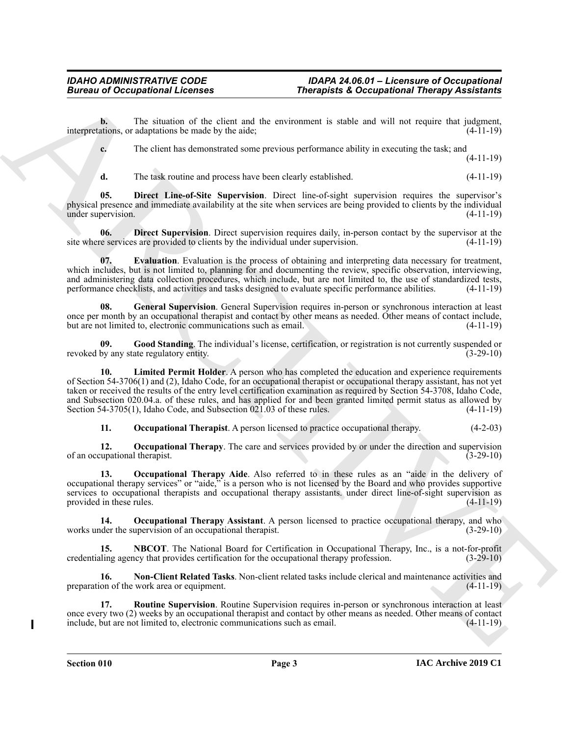**b.** The situation of the client and the environment is stable and will not require that judgment, interpretations, or adaptations be made by the aide; (4-11-19)

**c.** The client has demonstrated some previous performance ability in executing the task; and (4-11-19)

**d.** The task routine and process have been clearly established. (4-11-19)

**05. Direct Line-of-Site Supervision**. Direct line-of-sight supervision requires the supervisor's physical presence and immediate availability at the site when services are being provided to clients by the individual under supervision. (4-11-19)

**06. Direct Supervision**. Direct supervision requires daily, in-person contact by the supervisor at the site where services are provided to clients by the individual under supervision. (4-11-19)

**07. Evaluation**. Evaluation is the process of obtaining and interpreting data necessary for treatment, which includes, but is not limited to, planning for and documenting the review, specific observation, interviewing, and administering data collection procedures, which include, but are not limited to, the use of standardized tests, performance checklists, and activities and tasks designed to evaluate specific performance abilities. (4-11-19)

**08. General Supervision**. General Supervision requires in-person or synchronous interaction at least once per month by an occupational therapist and contact by other means as needed. Other means of contact include, but are not limited to, electronic communications such as email. (4-11-19)

**09. Good Standing**. The individual's license, certification, or registration is not currently suspended or revoked by any state regulatory entity. (3-29-10)

**10. Limited Permit Holder**. A person who has completed the education and experience requirements of Section 54-3706(1) and (2), Idaho Code, for an occupational therapist or occupational therapy assistant, has not yet taken or received the results of the entry level certification examination as required by Section 54-3708, Idaho Code, and Subsection 020.04.a. of these rules, and has applied for and been granted limited permit status as allowed by Section 54-3705(1), Idaho Code, and Subsection 021.03 of these rules. (4-11-19)

**11. Occupational Therapist**. A person licensed to practice occupational therapy. (4-2-03)

**12. Occupational Therapy**. The care and services provided by or under the direction and supervision of an occupational therapist. (3-29-10)

**13. Occupational Therapy Aide**. Also referred to in these rules as an "aide in the delivery of occupational therapy services" or "aide," is a person who is not licensed by the Board and who provides supportive services to occupational therapists and occupational therapy assistants. under direct line-of-sight supervision as provided in these rules. (4-11-19)

**14. Occupational Therapy Assistant**. A person licensed to practice occupational therapy, and who works under the supervision of an occupational therapist. (3-29-10)

**15. NBCOT**. The National Board for Certification in Occupational Therapy, Inc., is a not-for-profit credentialing agency that provides certification for the occupational therapy profession. (3-29-10)

**16. Non-Client Related Tasks**. Non-client related tasks include clerical and maintenance activities and preparation of the work area or equipment. (4-11-19)

**17. Routine Supervision**. Routine Supervision requires in-person or synchronous interaction at least once every two (2) weeks by an occupational therapist and contact by other means as needed. Other means of contact include, but are not limited to, electronic communications such as email. (4-11-19)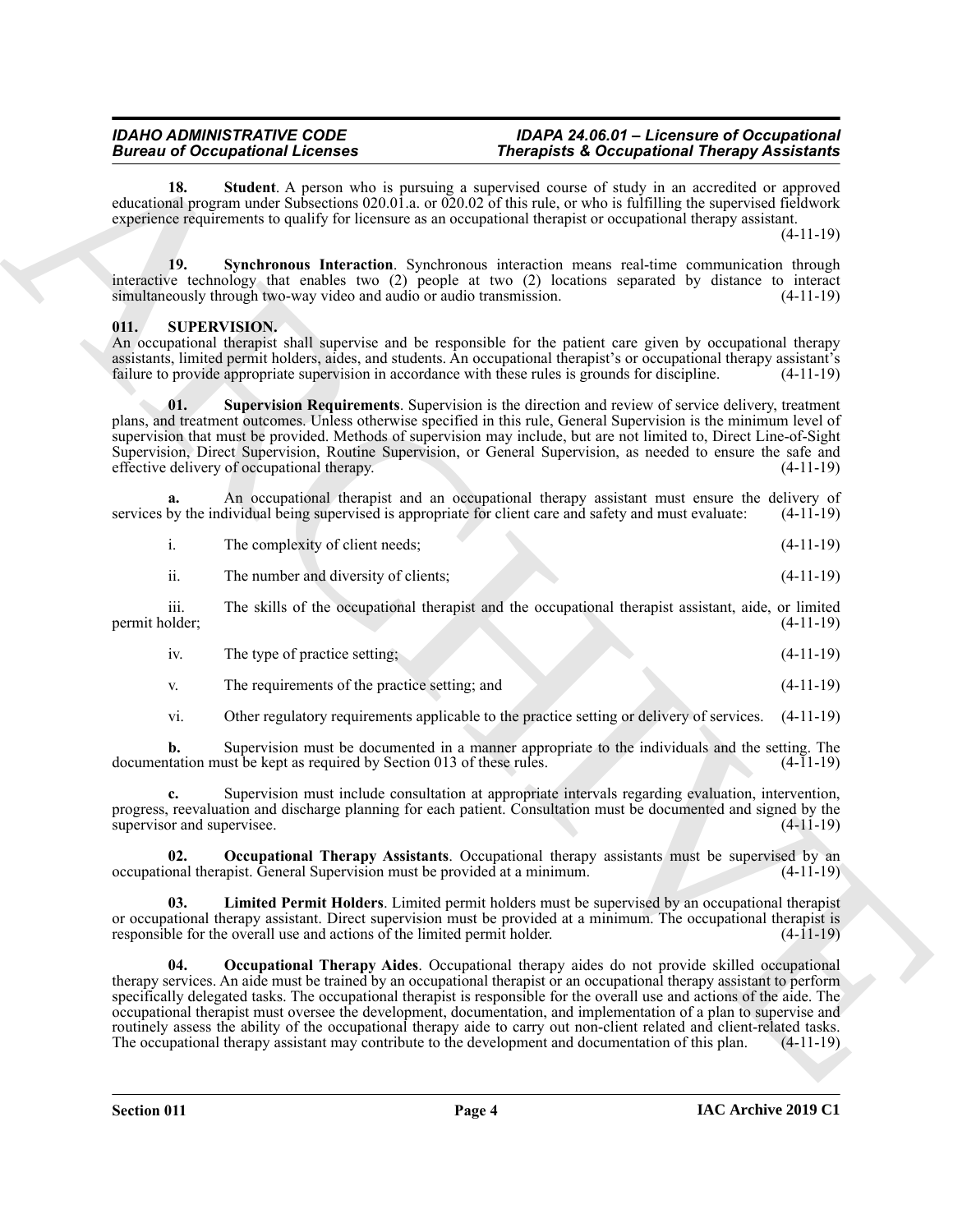**18. Student**. A person who is pursuing a supervised course of study in an accredited or approved educational program under Subsections 020.01.a. or 020.02 of this rule, or who is fulfilling the supervised fieldwork experience requirements to qualify for licensure as an occupational therapist or occupational therapy assistant. (4-11-19)

**19. Synchronous Interaction**. Synchronous interaction means real-time communication through interactive technology that enables two (2) people at two (2) locations separated by distance to interact simultaneously through two-way video and audio or audio transmission. (4-11-19)

## 011. SUPERVISION.

An occupational therapist shall supervise and be responsible for the patient care given by occupational therapy assistants, limited permit holders, aides, and students. An occupational therapist's or occupational therapy assistant's failure to provide appropriate supervision in accordance with these rules is grounds for discipline. (4-11-19)

**01. Supervision Requirements**. Supervision is the direction and review of service delivery, treatment plans, and treatment outcomes. Unless otherwise specified in this rule, General Supervision is the minimum level of supervision that must be provided. Methods of supervision may include, but are not limited to, Direct Line-of-Sight Supervision, Direct Supervision, Routine Supervision, or General Supervision, as needed to ensure the safe and effective delivery of occupational therapy. (4-11-19)

**a.** An occupational therapist and an occupational therapy assistant must ensure the delivery of services by the individual being supervised is appropriate for client care and safety and must evaluate: (4-11-19)

i. The complexity of client needs; (4-11-19)

ii. The number and diversity of clients; (4-11-19)

iii. The skills of the occupational therapist and the occupational therapist assistant, aide, or limited permit holder; (4-11-19)

iv. The type of practice setting; (4-11-19)

v. The requirements of the practice setting; and (4-11-19)

vi. Other regulatory requirements applicable to the practice setting or delivery of services. (4-11-19)

**b.** Supervision must be documented in a manner appropriate to the individuals and the setting. The documentation must be kept as required by Section 013 of these rules. (4-11-19)

**c.** Supervision must include consultation at appropriate intervals regarding evaluation, intervention, progress, reevaluation and discharge planning for each patient. Consultation must be documented and signed by the supervisor and supervisee. (4-11-19)

**02. Occupational Therapy Assistants**. Occupational therapy assistants must be supervised by an occupational therapist. General Supervision must be provided at a minimum. (4-11-19)

**03. Limited Permit Holders**. Limited permit holders must be supervised by an occupational therapist or occupational therapy assistant. Direct supervision must be provided at a minimum. The occupational therapist is responsible for the overall use and actions of the limited permit holder. (4-11-19)

**04. Occupational Therapy Aides**. Occupational therapy aides do not provide skilled occupational therapy services. An aide must be trained by an occupational therapist or an occupational therapy assistant to perform specifically delegated tasks. The occupational therapist is responsible for the overall use and actions of the aide. The occupational therapist must oversee the development, documentation, and implementation of a plan to supervise and routinely assess the ability of the occupational therapy aide to carry out non-client related and client-related tasks. The occupational therapy assistant may contribute to the development and documentation of this plan. (4-11-19)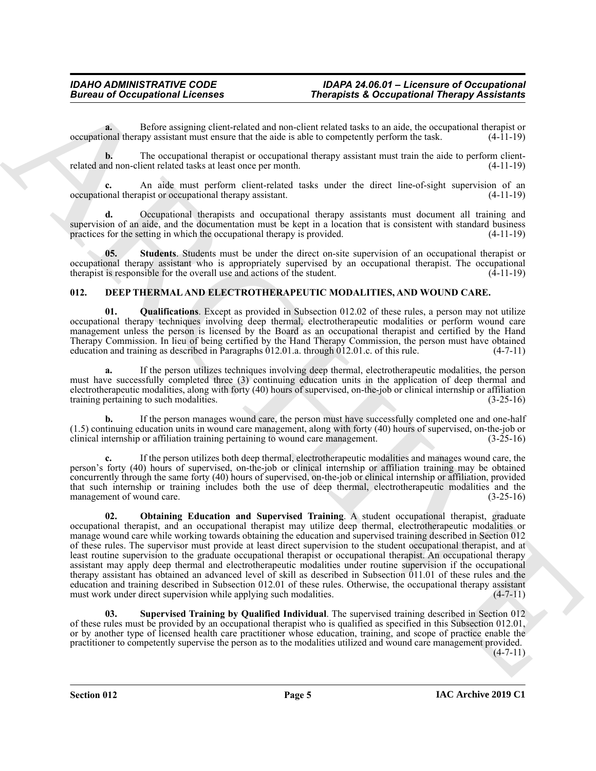**a.** Before assigning client-related and non-client related tasks to an aide, the occupational therapist or occupational therapy assistant must ensure that the aide is able to competently perform the task. (4-11-19)

**b.** The occupational therapist or occupational therapy assistant must train the aide to perform client-related and non-client related tasks at least once per month. (4-11-19)

**c.** An aide must perform client-related tasks under the direct line-of-sight supervision of an occupational therapist or occupational therapy assistant. (4-11-19)

**d.** Occupational therapists and occupational therapy assistants must document all training and supervision of an aide, and the documentation must be kept in a location that is consistent with standard business practices for the setting in which the occupational therapy is provided. (4-11-19)

**05. Students**. Students must be under the direct on-site supervision of an occupational therapist or occupational therapy assistant who is appropriately supervised by an occupational therapist. The occupational therapist is responsible for the overall use and actions of the student. (4-11-19)

## 012. DEEP THERMAL AND ELECTROTHERAPEUTIC MODALITIES, AND WOUND CARE.

**01. Qualifications**. Except as provided in Subsection 012.02 of these rules, a person may not utilize occupational therapy techniques involving deep thermal, electrotherapeutic modalities or perform wound care management unless the person is licensed by the Board as an occupational therapist and certified by the Hand Therapy Commission. In lieu of being certified by the Hand Therapy Commission, the person must have obtained education and training as described in Paragraphs 012.01.a. through 012.01.c. of this rule. (4-7-11)

**a.** If the person utilizes techniques involving deep thermal, electrotherapeutic modalities, the person must have successfully completed three (3) continuing education units in the application of deep thermal and electrotherapeutic modalities, along with forty (40) hours of supervised, on-the-job or clinical internship or affiliation training pertaining to such modalities. (3-25-16)

**b.** If the person manages wound care, the person must have successfully completed one and one-half (1.5) continuing education units in wound care management, along with forty (40) hours of supervised, on-the-job or clinical internship or affiliation training pertaining to wound care management. (3-25-16)

**c.** If the person utilizes both deep thermal, electrotherapeutic modalities and manages wound care, the person's forty (40) hours of supervised, on-the-job or clinical internship or affiliation training may be obtained concurrently through the same forty (40) hours of supervised, on-the-job or clinical internship or affiliation, provided that such internship or training includes both the use of deep thermal, electrotherapeutic modalities and the management of wound care. (3-25-16)

**02. Obtaining Education and Supervised Training**. A student occupational therapist, graduate occupational therapist, and an occupational therapist may utilize deep thermal, electrotherapeutic modalities or manage wound care while working towards obtaining the education and supervised training described in Section 012 of these rules. The supervisor must provide at least direct supervision to the student occupational therapist, and at least routine supervision to the graduate occupational therapist or occupational therapist. An occupational therapy assistant may apply deep thermal and electrotherapeutic modalities under routine supervision if the occupational therapy assistant has obtained an advanced level of skill as described in Subsection 011.01 of these rules and the education and training described in Subsection 012.01 of these rules. Otherwise, the occupational therapy assistant must work under direct supervision while applying such modalities. (4-7-11)

**03. Supervised Training by Qualified Individual**. The supervised training described in Section 012 of these rules must be provided by an occupational therapist who is qualified as specified in this Subsection 012.01, or by another type of licensed health care practitioner whose education, training, and scope of practice enable the practitioner to competently supervise the person as to the modalities utilized and wound care management provided. (4-7-11)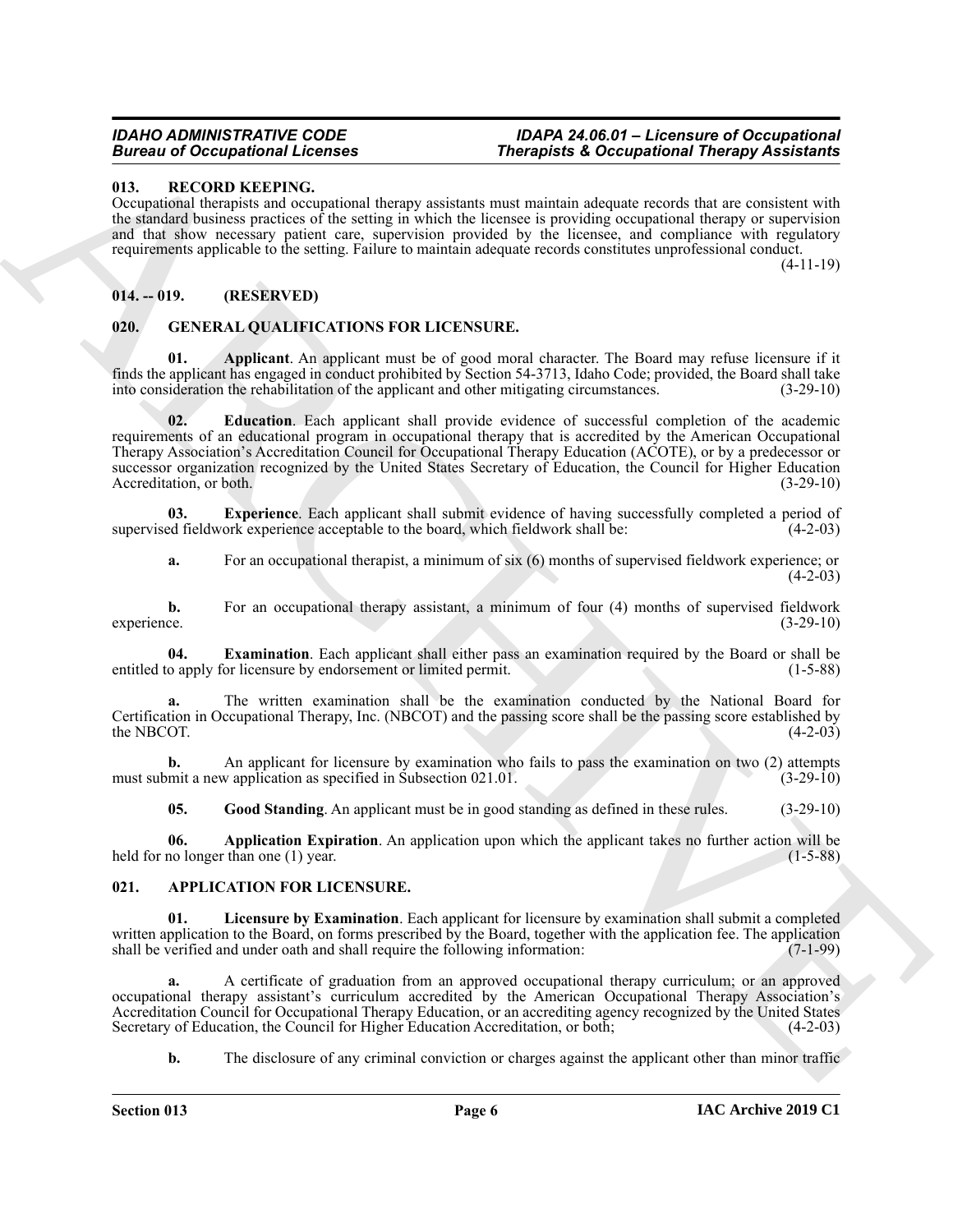### 013. RECORD KEEPING.

Occupational therapists and occupational therapy assistants must maintain adequate records that are consistent with the standard business practices of the setting in which the licensee is providing occupational therapy or supervision and that show necessary patient care, supervision provided by the licensee, and compliance with regulatory requirements applicable to the setting. Failure to maintain adequate records constitutes unprofessional conduct. (4-11-19)

### 014. -- 019. (RESERVED)

### 020. GENERAL QUALIFICATIONS FOR LICENSURE.

**01. Applicant**. An applicant must be of good moral character. The Board may refuse licensure if it finds the applicant has engaged in conduct prohibited by Section 54-3713, Idaho Code; provided, the Board shall take into consideration the rehabilitation of the applicant and other mitigating circumstances. (3-29-10)

**02. Education**. Each applicant shall provide evidence of successful completion of the academic requirements of an educational program in occupational therapy that is accredited by the American Occupational Therapy Association's Accreditation Council for Occupational Therapy Education (ACOTE), or by a predecessor or successor organization recognized by the United States Secretary of Education, the Council for Higher Education Accreditation, or both. (3-29-10)

**03. Experience**. Each applicant shall submit evidence of having successfully completed a period of supervised fieldwork experience acceptable to the board, which fieldwork shall be: (4-2-03)

**a.** For an occupational therapist, a minimum of six (6) months of supervised fieldwork experience; or (4-2-03)

**b.** For an occupational therapy assistant, a minimum of four (4) months of supervised fieldwork experience. (3-29-10)

**04. Examination**. Each applicant shall either pass an examination required by the Board or shall be entitled to apply for licensure by endorsement or limited permit. (1-5-88)

**a.** The written examination shall be the examination conducted by the National Board for Certification in Occupational Therapy, Inc. (NBCOT) and the passing score shall be the passing score established by the NBCOT. (4-2-03)

**b.** An applicant for licensure by examination who fails to pass the examination on two (2) attempts must submit a new application as specified in Subsection 021.01. (3-29-10)

**05. Good Standing**. An applicant must be in good standing as defined in these rules. (3-29-10)

**06. Application Expiration**. An application upon which the applicant takes no further action will be held for no longer than one (1) year. (1-5-88)

### 021. APPLICATION FOR LICENSURE.

**01. Licensure by Examination**. Each applicant for licensure by examination shall submit a completed written application to the Board, on forms prescribed by the Board, together with the application fee. The application shall be verified and under oath and shall require the following information: (7-1-99)

**a.** A certificate of graduation from an approved occupational therapy curriculum; or an approved occupational therapy assistant's curriculum accredited by the American Occupational Therapy Association's Accreditation Council for Occupational Therapy Education, or an accrediting agency recognized by the United States Secretary of Education, the Council for Higher Education Accreditation, or both; (4-2-03)

**b.** The disclosure of any criminal conviction or charges against the applicant other than minor traffic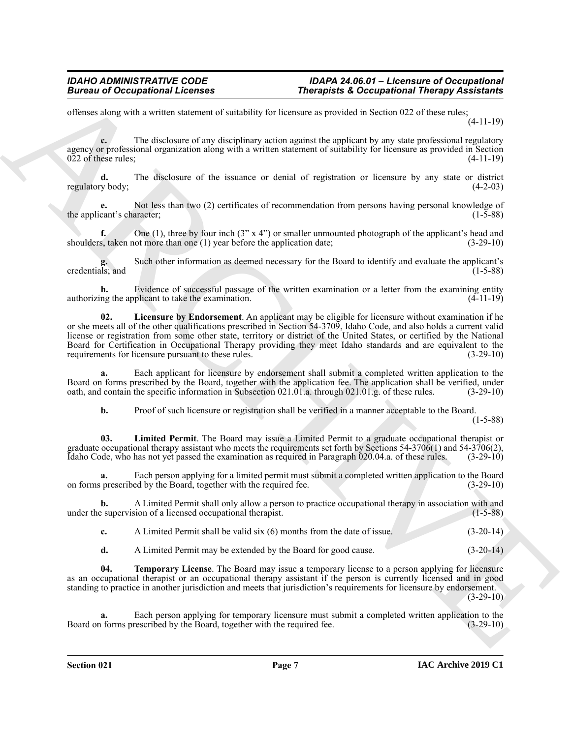offenses along with a written statement of suitability for licensure as provided in Section 022 of these rules; (4-11-19)

**c.** The disclosure of any disciplinary action against the applicant by any state professional regulatory agency or professional organization along with a written statement of suitability for licensure as provided in Section 022 of these rules; (4-11-19)

**d.** The disclosure of the issuance or denial of registration or licensure by any state or district regulatory body; (4-2-03)

**e.** Not less than two (2) certificates of recommendation from persons having personal knowledge of the applicant's character; (1-5-88)

**f.** One (1), three by four inch (3" x 4") or smaller unmounted photograph of the applicant's head and shoulders, taken not more than one (1) year before the application date; (3-29-10)

**g.** Such other information as deemed necessary for the Board to identify and evaluate the applicant's credentials; and (1-5-88)

**h.** Evidence of successful passage of the written examination or a letter from the examining entity authorizing the applicant to take the examination. (4-11-19)

**02. Licensure by Endorsement**. An applicant may be eligible for licensure without examination if he or she meets all of the other qualifications prescribed in Section 54-3709, Idaho Code, and also holds a current valid license or registration from some other state, territory or district of the United States, or certified by the National Board for Certification in Occupational Therapy providing they meet Idaho standards and are equivalent to the requirements for licensure pursuant to these rules. (3-29-10)

**a.** Each applicant for licensure by endorsement shall submit a completed written application to the Board on forms prescribed by the Board, together with the application fee. The application shall be verified, under oath, and contain the specific information in Subsection 021.01.a. through 021.01.g. of these rules. (3-29-10)

**b.** Proof of such licensure or registration shall be verified in a manner acceptable to the Board. (1-5-88)

**03. Limited Permit**. The Board may issue a Limited Permit to a graduate occupational therapist or graduate occupational therapy assistant who meets the requirements set forth by Sections 54-3706(1) and 54-3706(2), Idaho Code, who has not yet passed the examination as required in Paragraph 020.04.a. of these rules. (3-29-10)

**a.** Each person applying for a limited permit must submit a completed written application to the Board on forms prescribed by the Board, together with the required fee. (3-29-10)

**b.** A Limited Permit shall only allow a person to practice occupational therapy in association with and under the supervision of a licensed occupational therapist. (1-5-88)

**c.** A Limited Permit shall be valid six (6) months from the date of issue. (3-20-14)

**d.** A Limited Permit may be extended by the Board for good cause. (3-20-14)

**04. Temporary License**. The Board may issue a temporary license to a person applying for licensure as an occupational therapist or an occupational therapy assistant if the person is currently licensed and in good standing to practice in another jurisdiction and meets that jurisdiction's requirements for licensure by endorsement. (3-29-10)

**a.** Each person applying for temporary licensure must submit a completed written application to the Board on forms prescribed by the Board, together with the required fee. (3-29-10)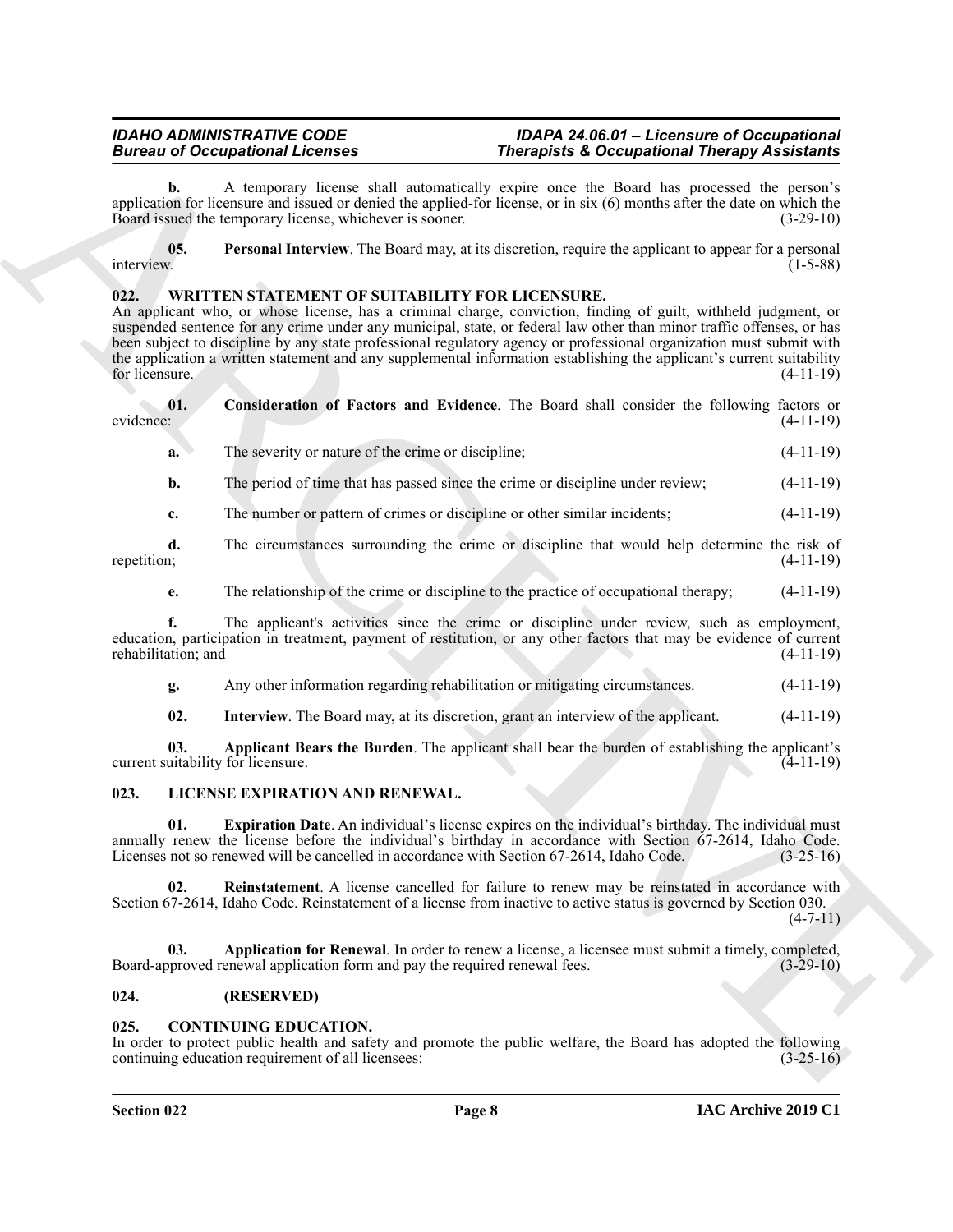**b.** A temporary license shall automatically expire once the Board has processed the person's application for licensure and issued or denied the applied-for license, or in six (6) months after the date on which the Board issued the temporary license, whichever is sooner. (3-29-10)

**05. Personal Interview**. The Board may, at its discretion, require the applicant to appear for a personal interview. (1-5-88)

## 022. WRITTEN STATEMENT OF SUITABILITY FOR LICENSURE.

An applicant who, or whose license, has a criminal charge, conviction, finding of guilt, withheld judgment, or suspended sentence for any crime under any municipal, state, or federal law other than minor traffic offenses, or has been subject to discipline by any state professional regulatory agency or professional organization must submit with the application a written statement and any supplemental information establishing the applicant's current suitability for licensure. (4-11-19)

**01. Consideration of Factors and Evidence**. The Board shall consider the following factors or evidence: (4-11-19)

**a.** The severity or nature of the crime or discipline; (4-11-19)

**b.** The period of time that has passed since the crime or discipline under review; (4-11-19)

**c.** The number or pattern of crimes or discipline or other similar incidents; (4-11-19)

**d.** The circumstances surrounding the crime or discipline that would help determine the risk of repetition; (4-11-19)

**e.** The relationship of the crime or discipline to the practice of occupational therapy; (4-11-19)

**f.** The applicant's activities since the crime or discipline under review, such as employment, education, participation in treatment, payment of restitution, or any other factors that may be evidence of current rehabilitation; and (4-11-19)

**g.** Any other information regarding rehabilitation or mitigating circumstances. (4-11-19)

**02. Interview**. The Board may, at its discretion, grant an interview of the applicant. (4-11-19)

**03. Applicant Bears the Burden**. The applicant shall bear the burden of establishing the applicant's current suitability for licensure. (4-11-19)

## 023. LICENSE EXPIRATION AND RENEWAL.

**01. Expiration Date**. An individual's license expires on the individual's birthday. The individual must annually renew the license before the individual's birthday in accordance with Section 67-2614, Idaho Code. Licenses not so renewed will be cancelled in accordance with Section 67-2614, Idaho Code. (3-25-16)

**02. Reinstatement**. A license cancelled for failure to renew may be reinstated in accordance with Section 67-2614, Idaho Code. Reinstatement of a license from inactive to active status is governed by Section 030. (4-7-11)

**03. Application for Renewal**. In order to renew a license, a licensee must submit a timely, completed, Board-approved renewal application form and pay the required renewal fees. (3-29-10)

## 024. (RESERVED)

## 025. CONTINUING EDUCATION.

In order to protect public health and safety and promote the public welfare, the Board has adopted the following continuing education requirement of all licensees: (3-25-16)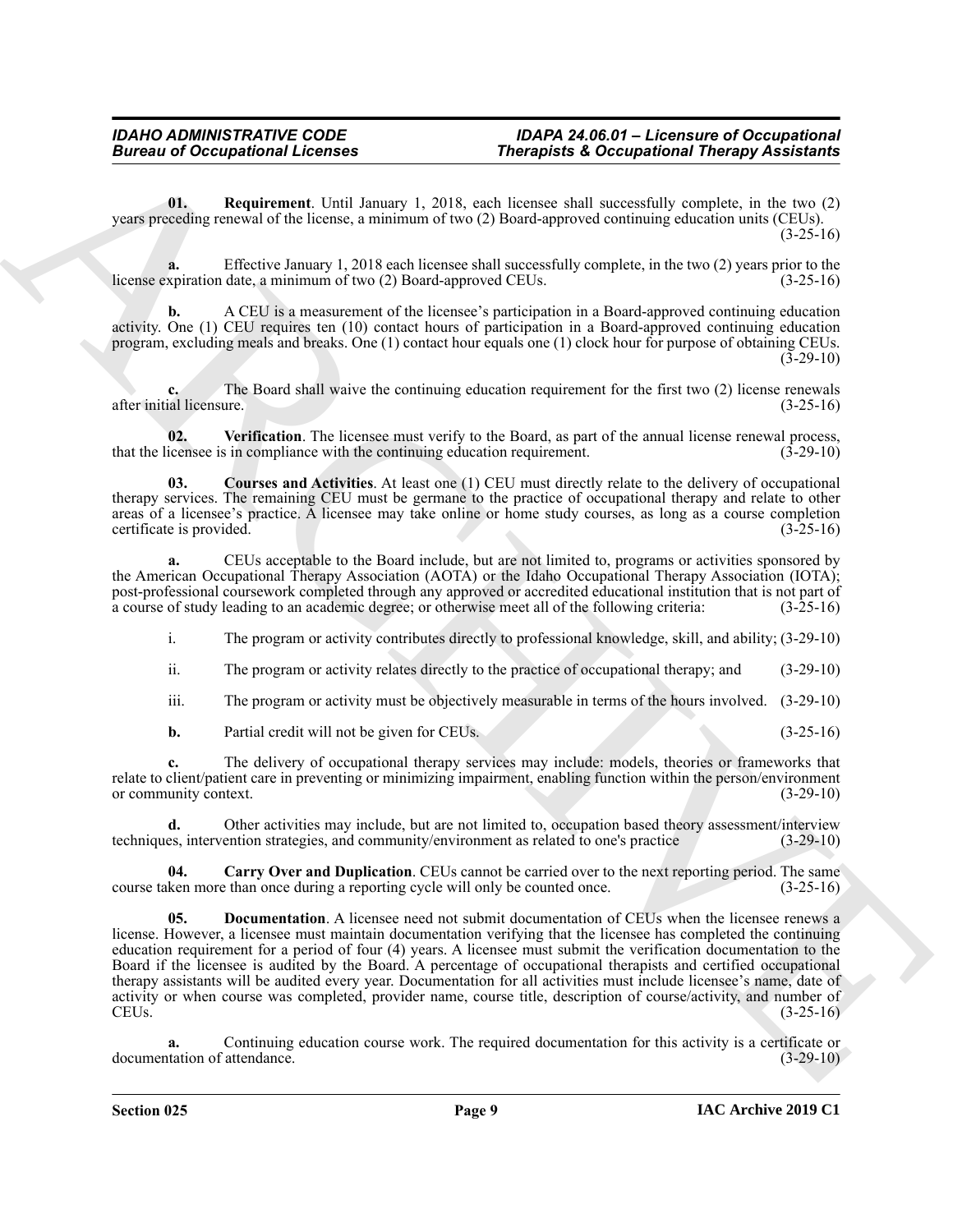**01. Requirement**. Until January 1, 2018, each licensee shall successfully complete, in the two (2) years preceding renewal of the license, a minimum of two (2) Board-approved continuing education units (CEUs). (3-25-16)

**a.** Effective January 1, 2018 each licensee shall successfully complete, in the two (2) years prior to the license expiration date, a minimum of two (2) Board-approved CEUs. (3-25-16)

**b.** A CEU is a measurement of the licensee's participation in a Board-approved continuing education activity. One (1) CEU requires ten (10) contact hours of participation in a Board-approved continuing education program, excluding meals and breaks. One (1) contact hour equals one (1) clock hour for purpose of obtaining CEUs. (3-29-10)

**c.** The Board shall waive the continuing education requirement for the first two (2) license renewals after initial licensure. (3-25-16)

**02. Verification**. The licensee must verify to the Board, as part of the annual license renewal process, that the licensee is in compliance with the continuing education requirement. (3-29-10)

**03. Courses and Activities**. At least one (1) CEU must directly relate to the delivery of occupational therapy services. The remaining CEU must be germane to the practice of occupational therapy and relate to other areas of a licensee's practice. A licensee may take online or home study courses, as long as a course completion certificate is provided. (3-25-16)

**a.** CEUs acceptable to the Board include, but are not limited to, programs or activities sponsored by the American Occupational Therapy Association (AOTA) or the Idaho Occupational Therapy Association (IOTA); post-professional coursework completed through any approved or accredited educational institution that is not part of a course of study leading to an academic degree; or otherwise meet all of the following criteria: (3-25-16)

i. The program or activity contributes directly to professional knowledge, skill, and ability; (3-29-10)

ii. The program or activity relates directly to the practice of occupational therapy; and (3-29-10)

iii. The program or activity must be objectively measurable in terms of the hours involved. (3-29-10)

**b.** Partial credit will not be given for CEUs. (3-25-16)

**c.** The delivery of occupational therapy services may include: models, theories or frameworks that relate to client/patient care in preventing or minimizing impairment, enabling function within the person/environment or community context. (3-29-10)

**d.** Other activities may include, but are not limited to, occupation based theory assessment/interview techniques, intervention strategies, and community/environment as related to one's practice (3-29-10)

**04. Carry Over and Duplication**. CEUs cannot be carried over to the next reporting period. The same course taken more than once during a reporting cycle will only be counted once. (3-25-16)

**05. Documentation**. A licensee need not submit documentation of CEUs when the licensee renews a license. However, a licensee must maintain documentation verifying that the licensee has completed the continuing education requirement for a period of four (4) years. A licensee must submit the verification documentation to the Board if the licensee is audited by the Board. A percentage of occupational therapists and certified occupational therapy assistants will be audited every year. Documentation for all activities must include licensee's name, date of activity or when course was completed, provider name, course title, description of course/activity, and number of CEUs. (3-25-16)

**a.** Continuing education course work. The required documentation for this activity is a certificate or documentation of attendance. (3-29-10)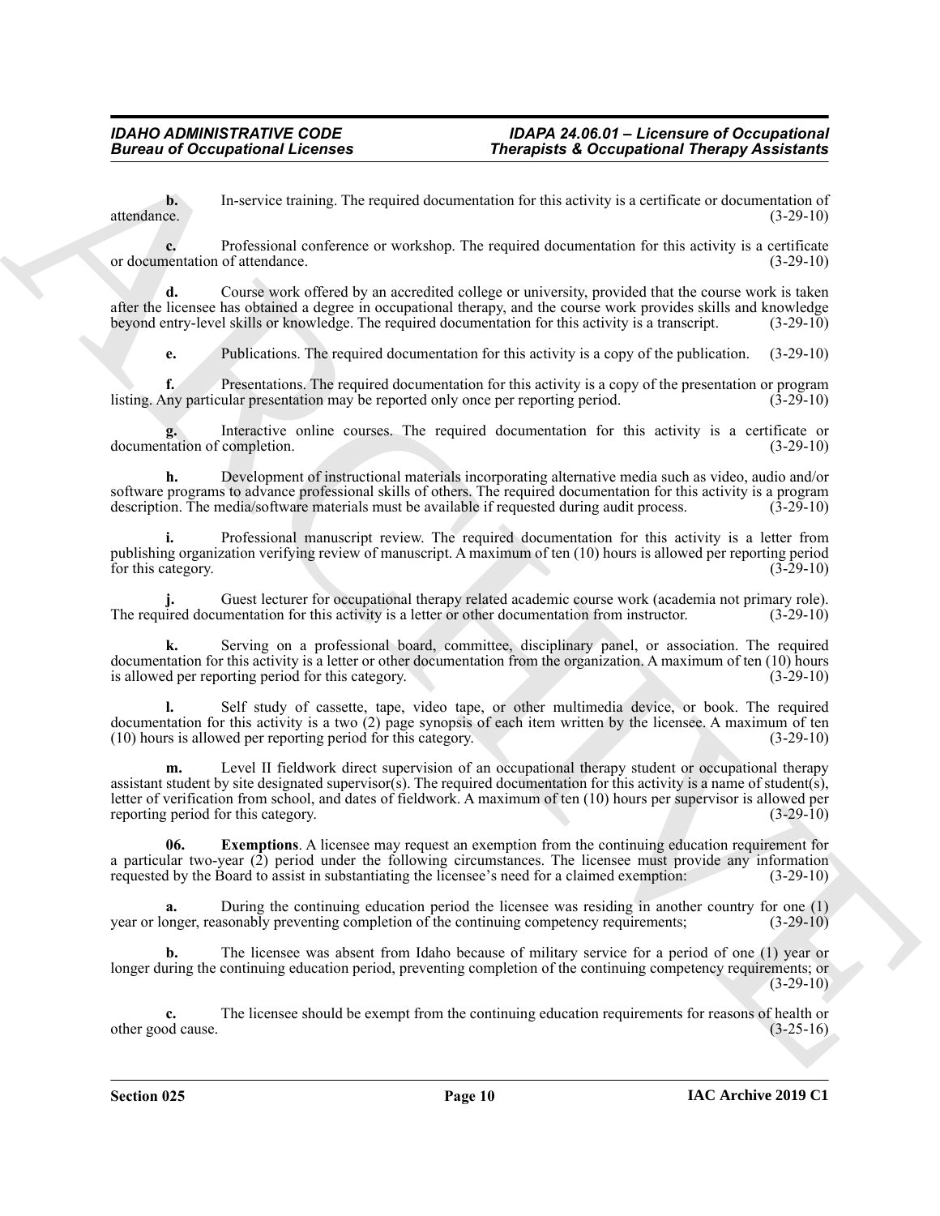**b.** In-service training. The required documentation for this activity is a certificate or documentation of attendance. (3-29-10)

**c.** Professional conference or workshop. The required documentation for this activity is a certificate or documentation of attendance. (3-29-10)

**d.** Course work offered by an accredited college or university, provided that the course work is taken after the licensee has obtained a degree in occupational therapy, and the course work provides skills and knowledge beyond entry-level skills or knowledge. The required documentation for this activity is a transcript. (3-29-10)

**e.** Publications. The required documentation for this activity is a copy of the publication. (3-29-10)

**f.** Presentations. The required documentation for this activity is a copy of the presentation or program listing. Any particular presentation may be reported only once per reporting period. (3-29-10)

**g.** Interactive online courses. The required documentation for this activity is a certificate or documentation of completion. (3-29-10)

**h.** Development of instructional materials incorporating alternative media such as video, audio and/or software programs to advance professional skills of others. The required documentation for this activity is a program description. The media/software materials must be available if requested during audit process. (3-29-10)

**i.** Professional manuscript review. The required documentation for this activity is a letter from publishing organization verifying review of manuscript. A maximum of ten (10) hours is allowed per reporting period for this category. (3-29-10)

**j.** Guest lecturer for occupational therapy related academic course work (academia not primary role). The required documentation for this activity is a letter or other documentation from instructor. (3-29-10)

**k.** Serving on a professional board, committee, disciplinary panel, or association. The required documentation for this activity is a letter or other documentation from the organization. A maximum of ten (10) hours is allowed per reporting period for this category. (3-29-10)

**l.** Self study of cassette, tape, video tape, or other multimedia device, or book. The required documentation for this activity is a two (2) page synopsis of each item written by the licensee. A maximum of ten (10) hours is allowed per reporting period for this category. (3-29-10)

**m.** Level II fieldwork direct supervision of an occupational therapy student or occupational therapy assistant student by site designated supervisor(s). The required documentation for this activity is a name of student(s), letter of verification from school, and dates of fieldwork. A maximum of ten (10) hours per supervisor is allowed per reporting period for this category. (3-29-10)

**06. Exemptions**. A licensee may request an exemption from the continuing education requirement for a particular two-year (2) period under the following circumstances. The licensee must provide any information requested by the Board to assist in substantiating the licensee's need for a claimed exemption: (3-29-10)

**a.** During the continuing education period the licensee was residing in another country for one (1) year or longer, reasonably preventing completion of the continuing competency requirements; (3-29-10)

**b.** The licensee was absent from Idaho because of military service for a period of one (1) year or longer during the continuing education period, preventing completion of the continuing competency requirements; or (3-29-10)

**c.** The licensee should be exempt from the continuing education requirements for reasons of health or other good cause. (3-25-16)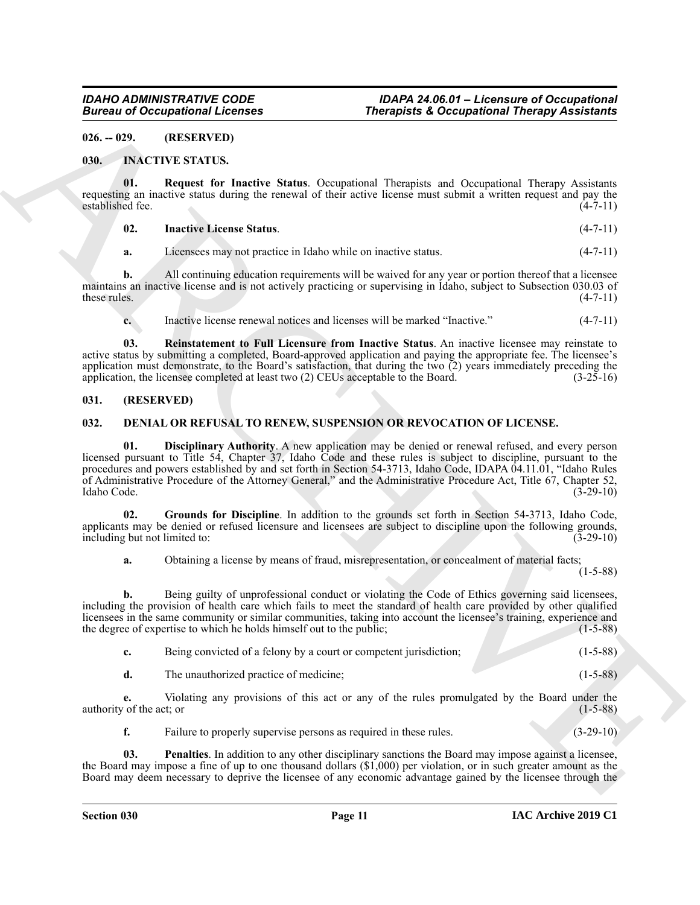### 026. -- 029. (RESERVED)

### 030. INACTIVE STATUS.

**01. Request for Inactive Status**. Occupational Therapists and Occupational Therapy Assistants requesting an inactive status during the renewal of their active license must submit a written request and pay the established fee. (4-7-11)

**02. Inactive License Status**. (4-7-11)

**a.** Licensees may not practice in Idaho while on inactive status. (4-7-11)

**b.** All continuing education requirements will be waived for any year or portion thereof that a licensee maintains an inactive license and is not actively practicing or supervising in Idaho, subject to Subsection 030.03 of these rules. (4-7-11)

**c.** Inactive license renewal notices and licenses will be marked "Inactive." (4-7-11)

**03. Reinstatement to Full Licensure from Inactive Status**. An inactive licensee may reinstate to active status by submitting a completed, Board-approved application and paying the appropriate fee. The licensee's application must demonstrate, to the Board's satisfaction, that during the two (2) years immediately preceding the application, the licensee completed at least two (2) CEUs acceptable to the Board. (3-25-16)

### 031. (RESERVED)

### 032. DENIAL OR REFUSAL TO RENEW, SUSPENSION OR REVOCATION OF LICENSE.

**01. Disciplinary Authority**. A new application may be denied or renewal refused, and every person licensed pursuant to Title 54, Chapter 37, Idaho Code and these rules is subject to discipline, pursuant to the procedures and powers established by and set forth in Section 54-3713, Idaho Code, IDAPA 04.11.01, "Idaho Rules of Administrative Procedure of the Attorney General," and the Administrative Procedure Act, Title 67, Chapter 52, Idaho Code. (3-29-10)

**02. Grounds for Discipline**. In addition to the grounds set forth in Section 54-3713, Idaho Code, applicants may be denied or refused licensure and licensees are subject to discipline upon the following grounds, including but not limited to: (3-29-10)

**a.** Obtaining a license by means of fraud, misrepresentation, or concealment of material facts; (1-5-88)

**b.** Being guilty of unprofessional conduct or violating the Code of Ethics governing said licensees, including the provision of health care which fails to meet the standard of health care provided by other qualified licensees in the same community or similar communities, taking into account the licensee's training, experience and the degree of expertise to which he holds himself out to the public; (1-5-88)

**c.** Being convicted of a felony by a court or competent jurisdiction; (1-5-88)

**d.** The unauthorized practice of medicine; (1-5-88)

**e.** Violating any provisions of this act or any of the rules promulgated by the Board under the authority of the act; or (1-5-88)

**f.** Failure to properly supervise persons as required in these rules. (3-29-10)

**03. Penalties**. In addition to any other disciplinary sanctions the Board may impose against a licensee, the Board may impose a fine of up to one thousand dollars ($1,000) per violation, or in such greater amount as the Board may deem necessary to deprive the licensee of any economic advantage gained by the licensee through the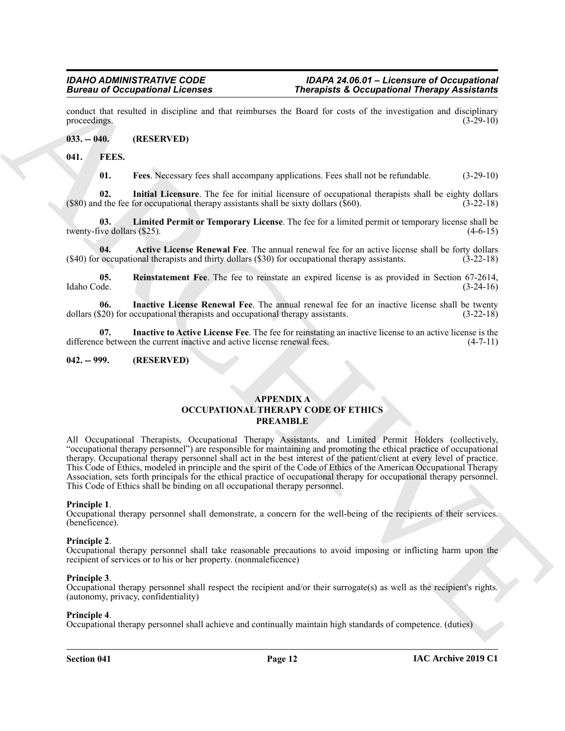conduct that resulted in discipline and that reimburses the Board for costs of the investigation and disciplinary proceedings. (3-29-10)

**033. -- 040. (RESERVED)**

**041. FEES.**

**01. Fees**. Necessary fees shall accompany applications. Fees shall not be refundable. (3-29-10)

**02. Initial Licensure**. The fee for initial licensure of occupational therapists shall be eighty dollars ($80) and the fee for occupational therapy assistants shall be sixty dollars ($60). (3-22-18)

**03. Limited Permit or Temporary License**. The fee for a limited permit or temporary license shall be twenty-five dollars ($25). (4-6-15)

**04. Active License Renewal Fee**. The annual renewal fee for an active license shall be forty dollars ($40) for occupational therapists and thirty dollars ($30) for occupational therapy assistants. (3-22-18)

**05. Reinstatement Fee**. The fee to reinstate an expired license is as provided in Section 67-2614, Idaho Code. (3-24-16)

**06. Inactive License Renewal Fee**. The annual renewal fee for an inactive license shall be twenty dollars ($20) for occupational therapists and occupational therapy assistants. (3-22-18)

**07. Inactive to Active License Fee**. The fee for reinstating an inactive license to an active license is the difference between the current inactive and active license renewal fees. (4-7-11)

**042. -- 999. (RESERVED)**

## APPENDIX A
## OCCUPATIONAL THERAPY CODE OF ETHICS
## PREAMBLE

All Occupational Therapists, Occupational Therapy Assistants, and Limited Permit Holders (collectively, "occupational therapy personnel") are responsible for maintaining and promoting the ethical practice of occupational therapy. Occupational therapy personnel shall act in the best interest of the patient/client at every level of practice. This Code of Ethics, modeled in principle and the spirit of the Code of Ethics of the American Occupational Therapy Association, sets forth principals for the ethical practice of occupational therapy for occupational therapy personnel. This Code of Ethics shall be binding on all occupational therapy personnel.

**Principle 1**.
Occupational therapy personnel shall demonstrate, a concern for the well-being of the recipients of their services. (beneficence).

**Principle 2**.
Occupational therapy personnel shall take reasonable precautions to avoid imposing or inflicting harm upon the recipient of services or to his or her property. (nonmaleficence)

**Principle 3**.
Occupational therapy personnel shall respect the recipient and/or their surrogate(s) as well as the recipient's rights. (autonomy, privacy, confidentiality)

**Principle 4**.
Occupational therapy personnel shall achieve and continually maintain high standards of competence. (duties)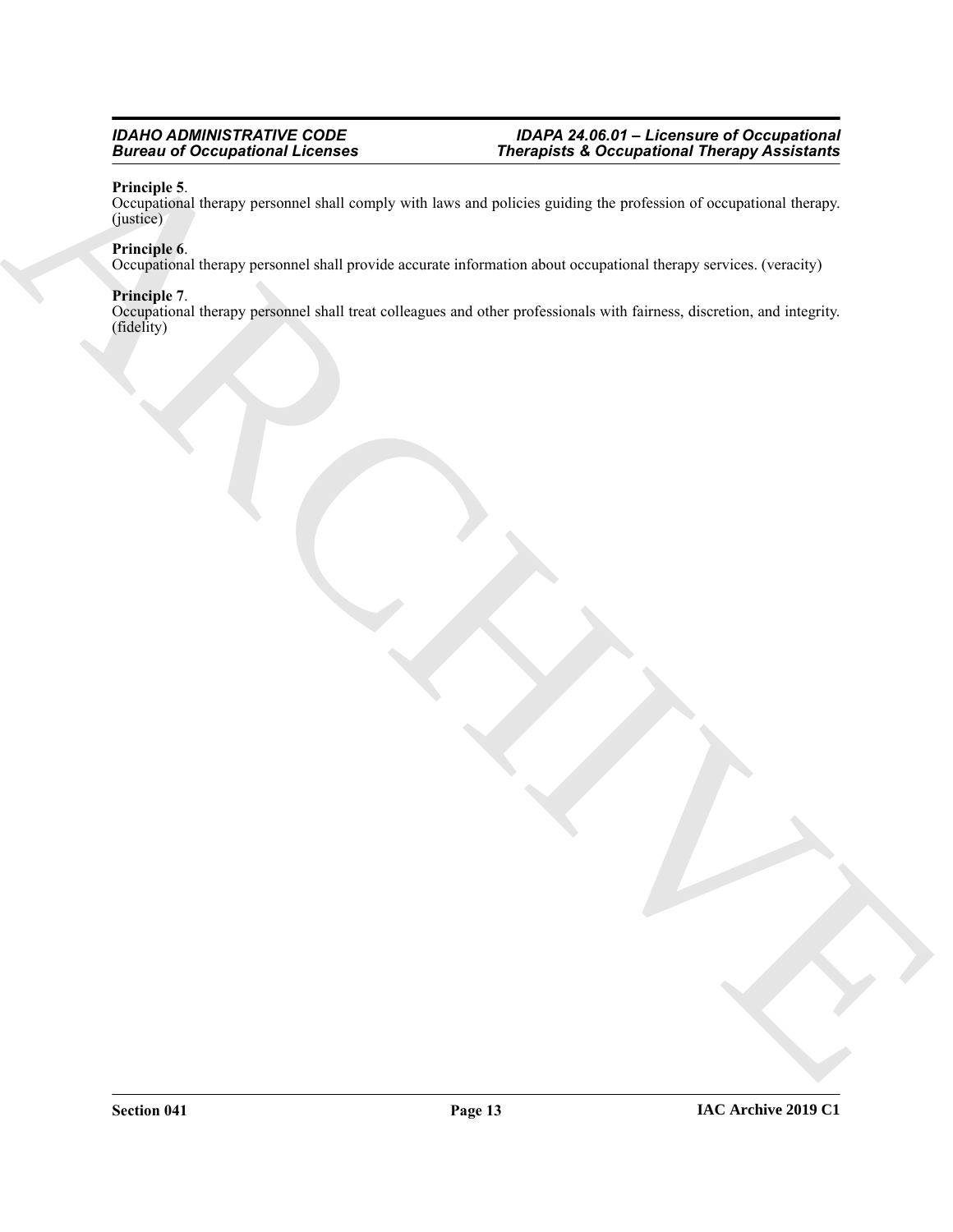**Principle 5**.
Occupational therapy personnel shall comply with laws and policies guiding the profession of occupational therapy. (justice)

**Principle 6**.
Occupational therapy personnel shall provide accurate information about occupational therapy services. (veracity)

**Principle 7**.
Occupational therapy personnel shall treat colleagues and other professionals with fairness, discretion, and integrity. (fidelity)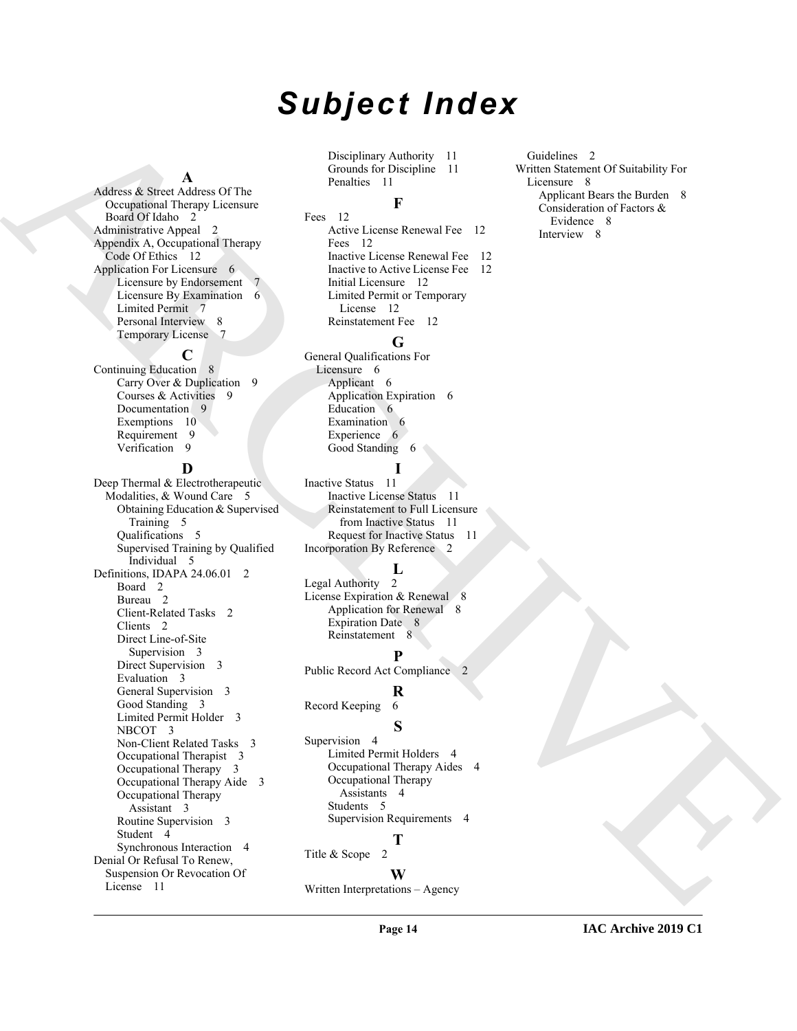# Subject Index

**A**

Address & Street Address Of The Occupational Therapy Licensure Board Of Idaho 2
Administrative Appeal 2
Appendix A, Occupational Therapy Code Of Ethics 12
Application For Licensure 6
- Licensure by Endorsement 7
- Licensure By Examination 6
- Limited Permit 7
- Personal Interview 8
- Temporary License 7

**C**

Continuing Education 8
- Carry Over & Duplication 9
- Courses & Activities 9
- Documentation 9
- Exemptions 10
- Requirement 9
- Verification 9

**D**

Deep Thermal & Electrotherapeutic Modalities, & Wound Care 5
- Obtaining Education & Supervised Training 5
- Qualifications 5
- Supervised Training by Qualified Individual 5

Definitions, IDAPA 24.06.01 2
- Board 2
- Bureau 2
- Client-Related Tasks 2
- Clients 2
- Direct Line-of-Site Supervision 3
- Direct Supervision 3
- Evaluation 3
- General Supervision 3
- Good Standing 3
- Limited Permit Holder 3
- NBCOT 3
- Non-Client Related Tasks 3
- Occupational Therapist 3
- Occupational Therapy 3
- Occupational Therapy Aide 3
- Occupational Therapy Assistant 3
- Routine Supervision 3
- Student 4
- Synchronous Interaction 4

Denial Or Refusal To Renew, Suspension Or Revocation Of License 11
- Disciplinary Authority 11
- Grounds for Discipline 11
- Penalties 11

**F**

Fees 12
- Active License Renewal Fee 12
- Fees 12
- Inactive License Renewal Fee 12
- Inactive to Active License Fee 12
- Initial Licensure 12
- Limited Permit or Temporary License 12
- Reinstatement Fee 12

**G**

General Qualifications For Licensure 6
- Applicant 6
- Application Expiration 6
- Education 6
- Examination 6
- Experience 6
- Good Standing 6

**I**

Inactive Status 11
- Inactive License Status 11
- Reinstatement to Full Licensure from Inactive Status 11
- Request for Inactive Status 11

Incorporation By Reference 2

**L**

Legal Authority 2
License Expiration & Renewal 8
- Application for Renewal 8
- Expiration Date 8
- Reinstatement 8

**P**

Public Record Act Compliance 2

**R**

Record Keeping 6

**S**

Supervision 4
- Limited Permit Holders 4
- Occupational Therapy Aides 4
- Occupational Therapy Assistants 4
- Students 5
- Supervision Requirements 4

**T**

Title & Scope 2

**W**

Written Interpretations – Agency Guidelines 2
Written Statement Of Suitability For Licensure 8
- Applicant Bears the Burden 8
- Consideration of Factors & Evidence 8
- Interview 8